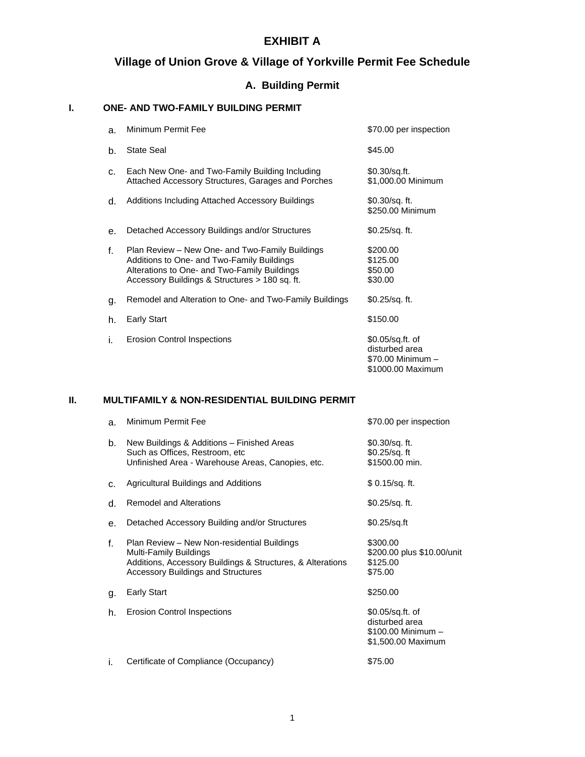# EXHIBIT A

## Village of Union Grove & Village of Yorkville Permit Fee Schedule

### A. Building Permit

#### I. ONE- AND TWO-FAMILY BUILDING PERMIT

| | Item | Fee |
|---|---|---|
| a. | Minimum Permit Fee | $70.00 per inspection |
| b. | State Seal | $45.00 |
| c. | Each New One- and Two-Family Building Including Attached Accessory Structures, Garages and Porches | $0.30/sq.ft.<br>$1,000.00 Minimum |
| d. | Additions Including Attached Accessory Buildings | $0.30/sq. ft.<br>$250.00 Minimum |
| e. | Detached Accessory Buildings and/or Structures | $0.25/sq. ft. |
| f. | Plan Review – New One- and Two-Family Buildings<br>Additions to One- and Two-Family Buildings<br>Alterations to One- and Two-Family Buildings<br>Accessory Buildings & Structures > 180 sq. ft. | $200.00<br>$125.00<br>$50.00<br>$30.00 |
| g. | Remodel and Alteration to One- and Two-Family Buildings | $0.25/sq. ft. |
| h. | Early Start | $150.00 |
| i. | Erosion Control Inspections | $0.05/sq.ft. of disturbed area<br>$70.00 Minimum –<br>$1000.00 Maximum |

#### II. MULTIFAMILY & NON-RESIDENTIAL BUILDING PERMIT

| | Item | Fee |
|---|---|---|
| a. | Minimum Permit Fee | $70.00 per inspection |
| b. | New Buildings & Additions – Finished Areas<br>Such as Offices, Restroom, etc<br>Unfinished Area - Warehouse Areas, Canopies, etc. | $0.30/sq. ft.<br>$0.25/sq. ft<br>$1500.00 min. |
| c. | Agricultural Buildings and Additions | $ 0.15/sq. ft. |
| d. | Remodel and Alterations | $0.25/sq. ft. |
| e. | Detached Accessory Building and/or Structures | $0.25/sq.ft |
| f. | Plan Review – New Non-residential Buildings<br>Multi-Family Buildings<br>Additions, Accessory Buildings & Structures, & Alterations<br>Accessory Buildings and Structures | $300.00<br>$200.00 plus $10.00/unit<br>$125.00<br>$75.00 |
| g. | Early Start | $250.00 |
| h. | Erosion Control Inspections | $0.05/sq.ft. of disturbed area<br>$100.00 Minimum –<br>$1,500.00 Maximum |
| i. | Certificate of Compliance (Occupancy) | $75.00 |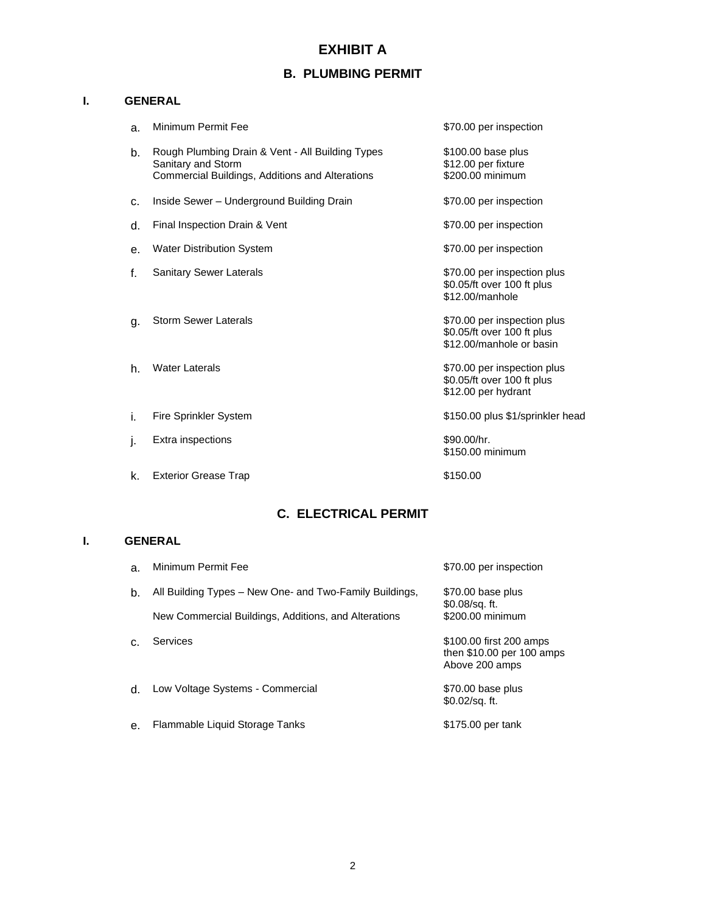# EXHIBIT A

## B. PLUMBING PERMIT

### I. GENERAL

| | | |
|---|---|---|
| a. | Minimum Permit Fee | $70.00 per inspection |
| b. | Rough Plumbing Drain & Vent - All Building Types<br>Sanitary and Storm<br>Commercial Buildings, Additions and Alterations | $100.00 base plus<br>$12.00 per fixture<br>$200.00 minimum |
| c. | Inside Sewer – Underground Building Drain | $70.00 per inspection |
| d. | Final Inspection Drain & Vent | $70.00 per inspection |
| e. | Water Distribution System | $70.00 per inspection |
| f. | Sanitary Sewer Laterals | $70.00 per inspection plus<br>$0.05/ft over 100 ft plus<br>$12.00/manhole |
| g. | Storm Sewer Laterals | $70.00 per inspection plus<br>$0.05/ft over 100 ft plus<br>$12.00/manhole or basin |
| h. | Water Laterals | $70.00 per inspection plus<br>$0.05/ft over 100 ft plus<br>$12.00 per hydrant |
| i. | Fire Sprinkler System | $150.00 plus $1/sprinkler head |
| j. | Extra inspections | $90.00/hr.<br>$150.00 minimum |
| k. | Exterior Grease Trap | $150.00 |

## C. ELECTRICAL PERMIT

### I. GENERAL

| | | |
|---|---|---|
| a. | Minimum Permit Fee | $70.00 per inspection |
| b. | All Building Types – New One- and Two-Family Buildings,<br><br>New Commercial Buildings, Additions, and Alterations | $70.00 base plus<br>$0.08/sq. ft.<br>$200.00 minimum |
| c. | Services | $100.00 first 200 amps<br>then $10.00 per 100 amps<br>Above 200 amps |
| d. | Low Voltage Systems - Commercial | $70.00 base plus<br>$0.02/sq. ft. |
| e. | Flammable Liquid Storage Tanks | $175.00 per tank |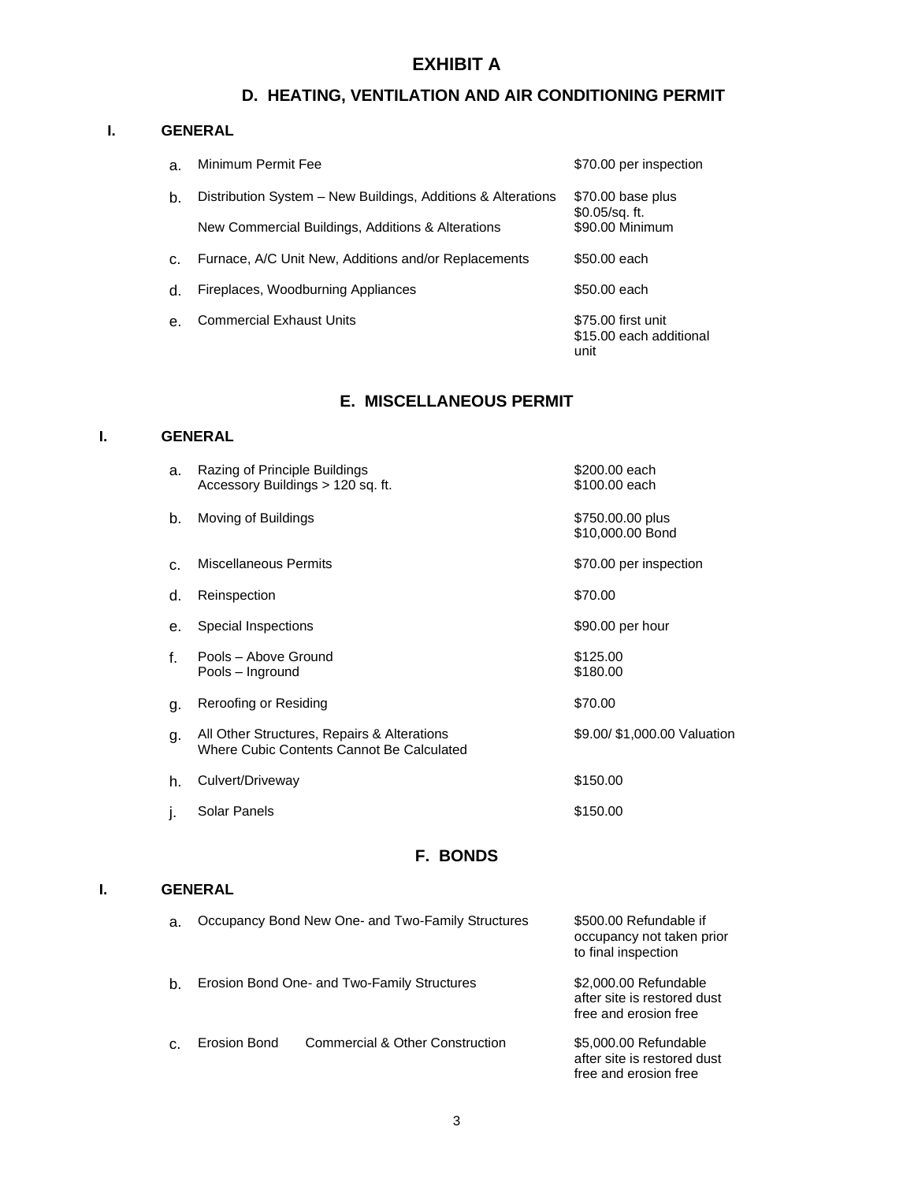# EXHIBIT A

## D. HEATING, VENTILATION AND AIR CONDITIONING PERMIT

### I. GENERAL

| | | |
|---|---|---|
| a. | Minimum Permit Fee | $70.00 per inspection |
| b. | Distribution System – New Buildings, Additions & Alterations | $70.00 base plus $0.05/sq. ft. |
| | New Commercial Buildings, Additions & Alterations | $90.00 Minimum |
| c. | Furnace, A/C Unit New, Additions and/or Replacements | $50.00 each |
| d. | Fireplaces, Woodburning Appliances | $50.00 each |
| e. | Commercial Exhaust Units | $75.00 first unit<br>$15.00 each additional unit |

## E. MISCELLANEOUS PERMIT

### I. GENERAL

| | | |
|---|---|---|
| a. | Razing of Principle Buildings<br>Accessory Buildings > 120 sq. ft. | $200.00 each<br>$100.00 each |
| b. | Moving of Buildings | $750.00.00 plus<br>$10,000.00 Bond |
| c. | Miscellaneous Permits | $70.00 per inspection |
| d. | Reinspection | $70.00 |
| e. | Special Inspections | $90.00 per hour |
| f. | Pools – Above Ground<br>Pools – Inground | $125.00<br>$180.00 |
| g. | Reroofing or Residing | $70.00 |
| g. | All Other Structures, Repairs & Alterations Where Cubic Contents Cannot Be Calculated | $9.00/ $1,000.00 Valuation |
| h. | Culvert/Driveway | $150.00 |
| j. | Solar Panels | $150.00 |

## F. BONDS

### I. GENERAL

| | | |
|---|---|---|
| a. | Occupancy Bond New One- and Two-Family Structures | $500.00 Refundable if occupancy not taken prior to final inspection |
| b. | Erosion Bond One- and Two-Family Structures | $2,000.00 Refundable after site is restored dust free and erosion free |
| c. | Erosion Bond Commercial & Other Construction | $5,000.00 Refundable after site is restored dust free and erosion free |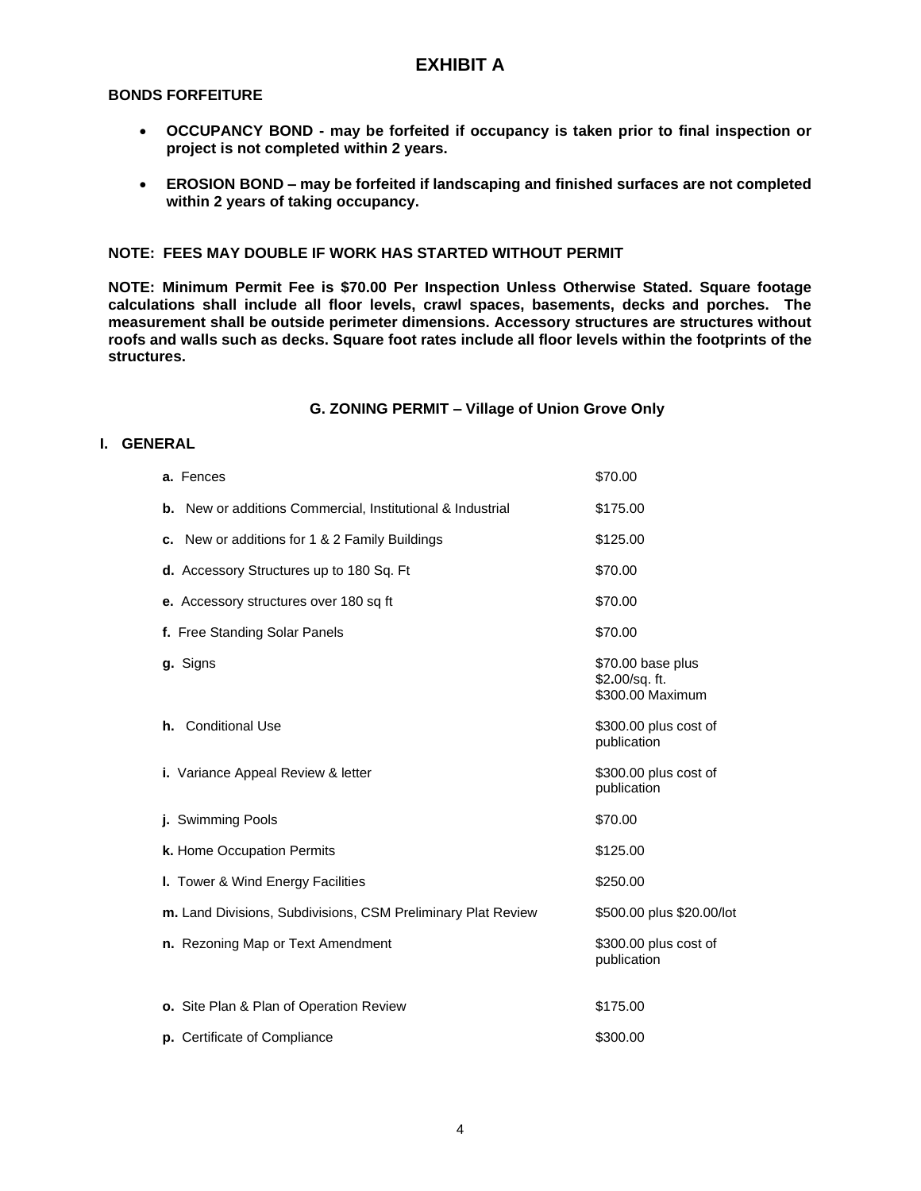# EXHIBIT A

**BONDS FORFEITURE**

- **OCCUPANCY BOND - may be forfeited if occupancy is taken prior to final inspection or project is not completed within 2 years.**
- **EROSION BOND – may be forfeited if landscaping and finished surfaces are not completed within 2 years of taking occupancy.**

**NOTE: FEES MAY DOUBLE IF WORK HAS STARTED WITHOUT PERMIT**

**NOTE: Minimum Permit Fee is $70.00 Per Inspection Unless Otherwise Stated. Square footage calculations shall include all floor levels, crawl spaces, basements, decks and porches. The measurement shall be outside perimeter dimensions. Accessory structures are structures without roofs and walls such as decks. Square foot rates include all floor levels within the footprints of the structures.**

### G. ZONING PERMIT – Village of Union Grove Only

### I. GENERAL

| | |
|---|---|
| **a.** Fences | $70.00 |
| **b.** New or additions Commercial, Institutional & Industrial | $175.00 |
| **c.** New or additions for 1 & 2 Family Buildings | $125.00 |
| **d.** Accessory Structures up to 180 Sq. Ft | $70.00 |
| **e.** Accessory structures over 180 sq ft | $70.00 |
| **f.** Free Standing Solar Panels | $70.00 |
| **g.** Signs | $70.00 base plus $2.00/sq. ft. $300.00 Maximum |
| **h.** Conditional Use | $300.00 plus cost of publication |
| **i.** Variance Appeal Review & letter | $300.00 plus cost of publication |
| **j.** Swimming Pools | $70.00 |
| **k.** Home Occupation Permits | $125.00 |
| **l.** Tower & Wind Energy Facilities | $250.00 |
| **m.** Land Divisions, Subdivisions, CSM Preliminary Plat Review | $500.00 plus $20.00/lot |
| **n.** Rezoning Map or Text Amendment | $300.00 plus cost of publication |
| **o.** Site Plan & Plan of Operation Review | $175.00 |
| **p.** Certificate of Compliance | $300.00 |